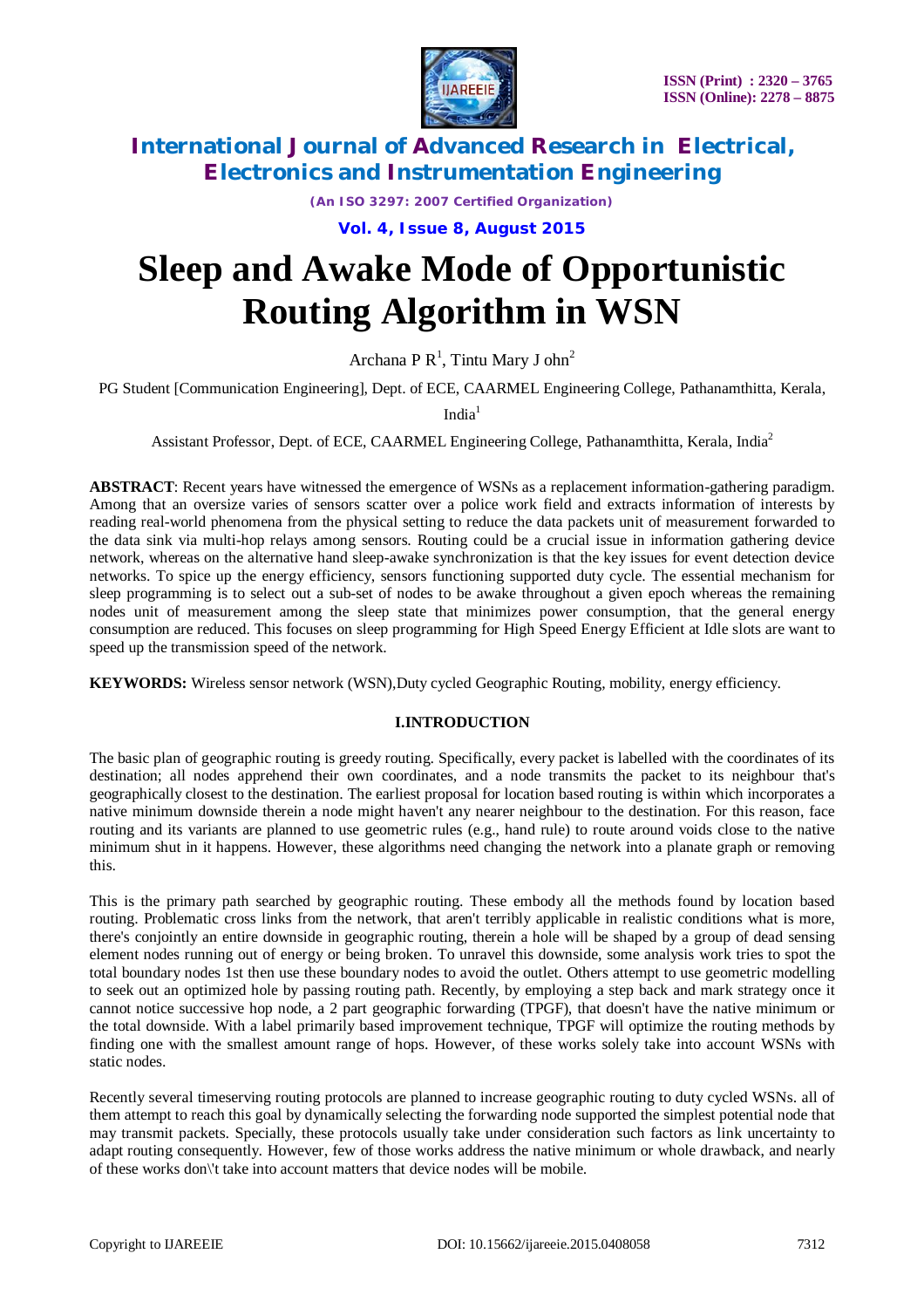# Sleep and Awake Mode of Opportunistic Routing Algorithm in WSN

Archana P R[1], Tintu Mary J ohn[2]

PG Student [Communication Engineering], Dept. of ECE, CAARMEL Engineering College, Pathanamthitta, Kerala, India[1]

Assistant Professor, Dept. of ECE, CAARMEL Engineering College, Pathanamthitta, Kerala, India[2]

**ABSTRACT**: Recent years have witnessed the emergence of WSNs as a replacement information-gathering paradigm. Among that an oversize varies of sensors scatter over a police work field and extracts information of interests by reading real-world phenomena from the physical setting to reduce the data packets unit of measurement forwarded to the data sink via multi-hop relays among sensors. Routing could be a crucial issue in information gathering device network, whereas on the alternative hand sleep-awake synchronization is that the key issues for event detection device networks. To spice up the energy efficiency, sensors functioning supported duty cycle. The essential mechanism for sleep programming is to select out a sub-set of nodes to be awake throughout a given epoch whereas the remaining nodes unit of measurement among the sleep state that minimizes power consumption, that the general energy consumption are reduced. This focuses on sleep programming for High Speed Energy Efficient at Idle slots are want to speed up the transmission speed of the network.

**KEYWORDS:** Wireless sensor network (WSN),Duty cycled Geographic Routing, mobility, energy efficiency.

## I.INTRODUCTION

The basic plan of geographic routing is greedy routing. Specifically, every packet is labelled with the coordinates of its destination; all nodes apprehend their own coordinates, and a node transmits the packet to its neighbour that's geographically closest to the destination. The earliest proposal for location based routing is within which incorporates a native minimum downside therein a node might haven't any nearer neighbour to the destination. For this reason, face routing and its variants are planned to use geometric rules (e.g., hand rule) to route around voids close to the native minimum shut in it happens. However, these algorithms need changing the network into a planate graph or removing this.

This is the primary path searched by geographic routing. These embody all the methods found by location based routing. Problematic cross links from the network, that aren't terribly applicable in realistic conditions what is more, there's conjointly an entire downside in geographic routing, therein a hole will be shaped by a group of dead sensing element nodes running out of energy or being broken. To unravel this downside, some analysis work tries to spot the total boundary nodes 1st then use these boundary nodes to avoid the outlet. Others attempt to use geometric modelling to seek out an optimized hole by passing routing path. Recently, by employing a step back and mark strategy once it cannot notice successive hop node, a 2 part geographic forwarding (TPGF), that doesn't have the native minimum or the total downside. With a label primarily based improvement technique, TPGF will optimize the routing methods by finding one with the smallest amount range of hops. However, of these works solely take into account WSNs with static nodes.

Recently several timeserving routing protocols are planned to increase geographic routing to duty cycled WSNs. all of them attempt to reach this goal by dynamically selecting the forwarding node supported the simplest potential node that may transmit packets. Specially, these protocols usually take under consideration such factors as link uncertainty to adapt routing consequently. However, few of those works address the native minimum or whole drawback, and nearly of these works don\'t take into account matters that device nodes will be mobile.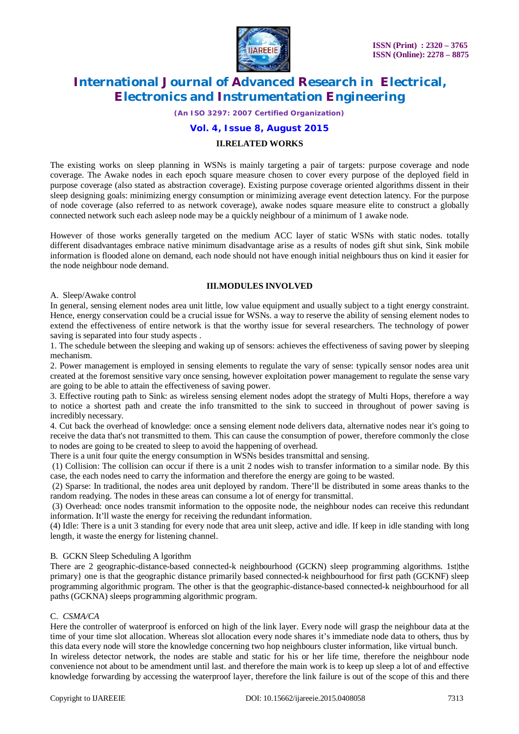## II.RELATED WORKS

The existing works on sleep planning in WSNs is mainly targeting a pair of targets: purpose coverage and node coverage. The Awake nodes in each epoch square measure chosen to cover every purpose of the deployed field in purpose coverage (also stated as abstraction coverage). Existing purpose coverage oriented algorithms dissent in their sleep designing goals: minimizing energy consumption or minimizing average event detection latency. For the purpose of node coverage (also referred to as network coverage), awake nodes square measure elite to construct a globally connected network such each asleep node may be a quickly neighbour of a minimum of 1 awake node.

However of those works generally targeted on the medium ACC layer of static WSNs with static nodes. totally different disadvantages embrace native minimum disadvantage arise as a results of nodes gift shut sink, Sink mobile information is flooded alone on demand, each node should not have enough initial neighbours thus on kind it easier for the node neighbour node demand.

## III.MODULES INVOLVED

A. Sleep/Awake control

In general, sensing element nodes area unit little, low value equipment and usually subject to a tight energy constraint. Hence, energy conservation could be a crucial issue for WSNs. a way to reserve the ability of sensing element nodes to extend the effectiveness of entire network is that the worthy issue for several researchers. The technology of power saving is separated into four study aspects .

1. The schedule between the sleeping and waking up of sensors: achieves the effectiveness of saving power by sleeping mechanism.
2. Power management is employed in sensing elements to regulate the vary of sense: typically sensor nodes area unit created at the foremost sensitive vary once sensing, however exploitation power management to regulate the sense vary are going to be able to attain the effectiveness of saving power.
3. Effective routing path to Sink: as wireless sensing element nodes adopt the strategy of Multi Hops, therefore a way to notice a shortest path and create the info transmitted to the sink to succeed in throughout of power saving is incredibly necessary.
4. Cut back the overhead of knowledge: once a sensing element node delivers data, alternative nodes near it's going to receive the data that's not transmitted to them. This can cause the consumption of power, therefore commonly the close to nodes are going to be created to sleep to avoid the happening of overhead.

There is a unit four quite the energy consumption in WSNs besides transmittal and sensing.

(1) Collision: The collision can occur if there is a unit 2 nodes wish to transfer information to a similar node. By this case, the each nodes need to carry the information and therefore the energy are going to be wasted.

(2) Sparse: In traditional, the nodes area unit deployed by random. There'll be distributed in some areas thanks to the random readying. The nodes in these areas can consume a lot of energy for transmittal.

(3) Overhead: once nodes transmit information to the opposite node, the neighbour nodes can receive this redundant information. It'll waste the energy for receiving the redundant information.

(4) Idle: There is a unit 3 standing for every node that area unit sleep, active and idle. If keep in idle standing with long length, it waste the energy for listening channel.

B. GCKN Sleep Scheduling A lgorithm

There are 2 geographic-distance-based connected-k neighbourhood (GCKN) sleep programming algorithms. 1st|the primary} one is that the geographic distance primarily based connected-k neighbourhood for first path (GCKNF) sleep programming algorithmic program. The other is that the geographic-distance-based connected-k neighbourhood for all paths (GCKNA) sleeps programming algorithmic program.

C. *CSMA/CA*

Here the controller of waterproof is enforced on high of the link layer. Every node will grasp the neighbour data at the time of your time slot allocation. Whereas slot allocation every node shares it's immediate node data to others, thus by this data every node will store the knowledge concerning two hop neighbours cluster information, like virtual bunch.

In wireless detector network, the nodes are stable and static for his or her life time, therefore the neighbour node convenience not about to be amendment until last. and therefore the main work is to keep up sleep a lot of and effective knowledge forwarding by accessing the waterproof layer, therefore the link failure is out of the scope of this and there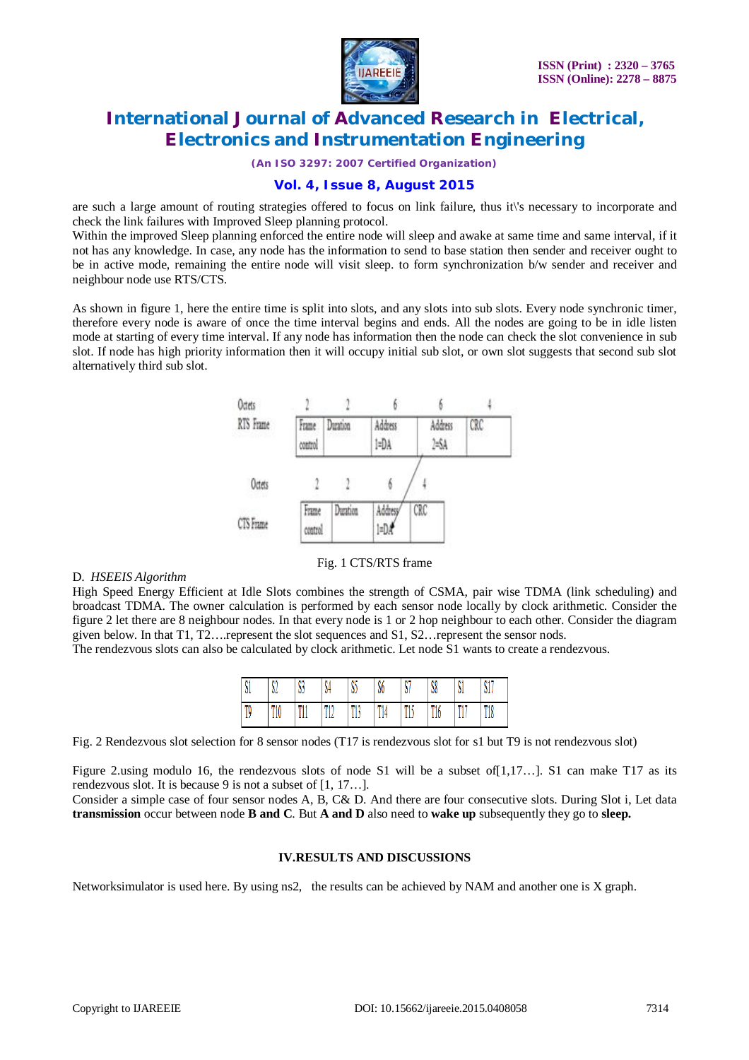are such a large amount of routing strategies offered to focus on link failure, thus it\'s necessary to incorporate and check the link failures with Improved Sleep planning protocol.

Within the improved Sleep planning enforced the entire node will sleep and awake at same time and same interval, if it not has any knowledge. In case, any node has the information to send to base station then sender and receiver ought to be in active mode, remaining the entire node will visit sleep. to form synchronization b/w sender and receiver and neighbour node use RTS/CTS.

As shown in figure 1, here the entire time is split into slots, and any slots into sub slots. Every node synchronic timer, therefore every node is aware of once the time interval begins and ends. All the nodes are going to be in idle listen mode at starting of every time interval. If any node has information then the node can check the slot convenience in sub slot. If node has high priority information then it will occupy initial sub slot, or own slot suggests that second sub slot alternatively third sub slot.

| Octets | 2 | 2 | 6 | 6 | 4 |
|---|---|---|---|---|---|
| RTS Frame | Frame control | Duration | Address 1=DA | Address 2=SA | CRC |

| Octets | 2 | 2 | 6 | 4 |
|---|---|---|---|---|
| CTS Frame | Frame control | Duration | Address 1=DA | CRC |

Fig. 1 CTS/RTS frame

D. *HSEEIS Algorithm*

High Speed Energy Efficient at Idle Slots combines the strength of CSMA, pair wise TDMA (link scheduling) and broadcast TDMA. The owner calculation is performed by each sensor node locally by clock arithmetic. Consider the figure 2 let there are 8 neighbour nodes. In that every node is 1 or 2 hop neighbour to each other. Consider the diagram given below. In that T1, T2….represent the slot sequences and S1, S2…represent the sensor nods.

The rendezvous slots can also be calculated by clock arithmetic. Let node S1 wants to create a rendezvous.

| S1 | S2 | S3 | S4 | S5 | S6 | S7 | S8 | S1 | S17 |
|---|---|---|---|---|---|---|---|---|---|
| T9 | T10 | T11 | T12 | T13 | T14 | T15 | T16 | T17 | T18 |

Fig. 2 Rendezvous slot selection for 8 sensor nodes (T17 is rendezvous slot for s1 but T9 is not rendezvous slot)

Figure 2.using modulo 16, the rendezvous slots of node S1 will be a subset of[1,17…]. S1 can make T17 as its rendezvous slot. It is because 9 is not a subset of [1, 17…].

Consider a simple case of four sensor nodes A, B, C& D. And there are four consecutive slots. During Slot i, Let data **transmission** occur between node **B and C**. But **A and D** also need to **wake up** subsequently they go to **sleep.**

## IV.RESULTS AND DISCUSSIONS

Networksimulator is used here. By using ns2, the results can be achieved by NAM and another one is X graph.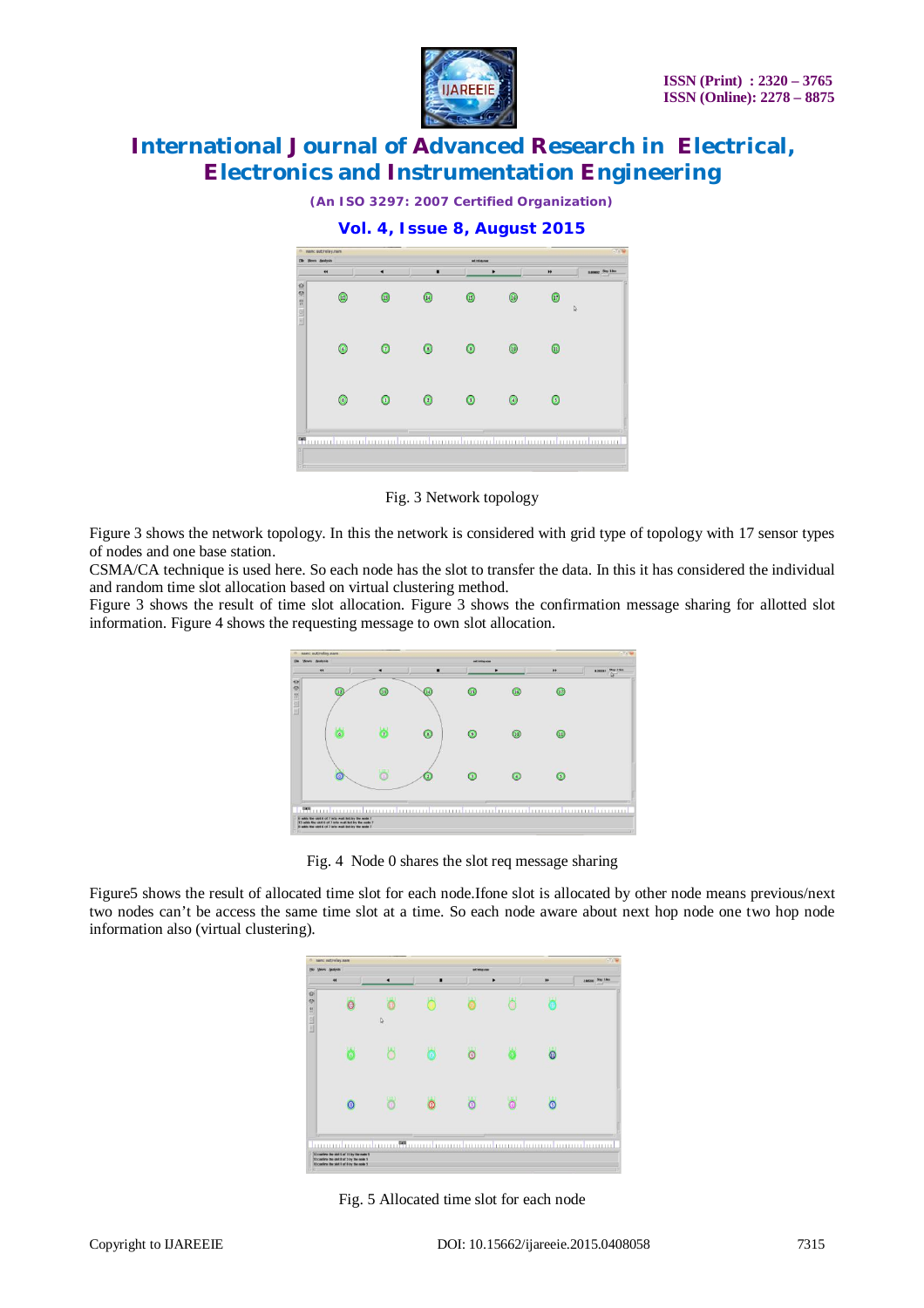Fig. 3 Network topology

Figure 3 shows the network topology. In this the network is considered with grid type of topology with 17 sensor types of nodes and one base station.

CSMA/CA technique is used here. So each node has the slot to transfer the data. In this it has considered the individual and random time slot allocation based on virtual clustering method.

Figure 3 shows the result of time slot allocation. Figure 3 shows the confirmation message sharing for allotted slot information. Figure 4 shows the requesting message to own slot allocation.

Fig. 4 Node 0 shares the slot req message sharing

Figure5 shows the result of allocated time slot for each node.Ifone slot is allocated by other node means previous/next two nodes can't be access the same time slot at a time. So each node aware about next hop node one two hop node information also (virtual clustering).

Fig. 5 Allocated time slot for each node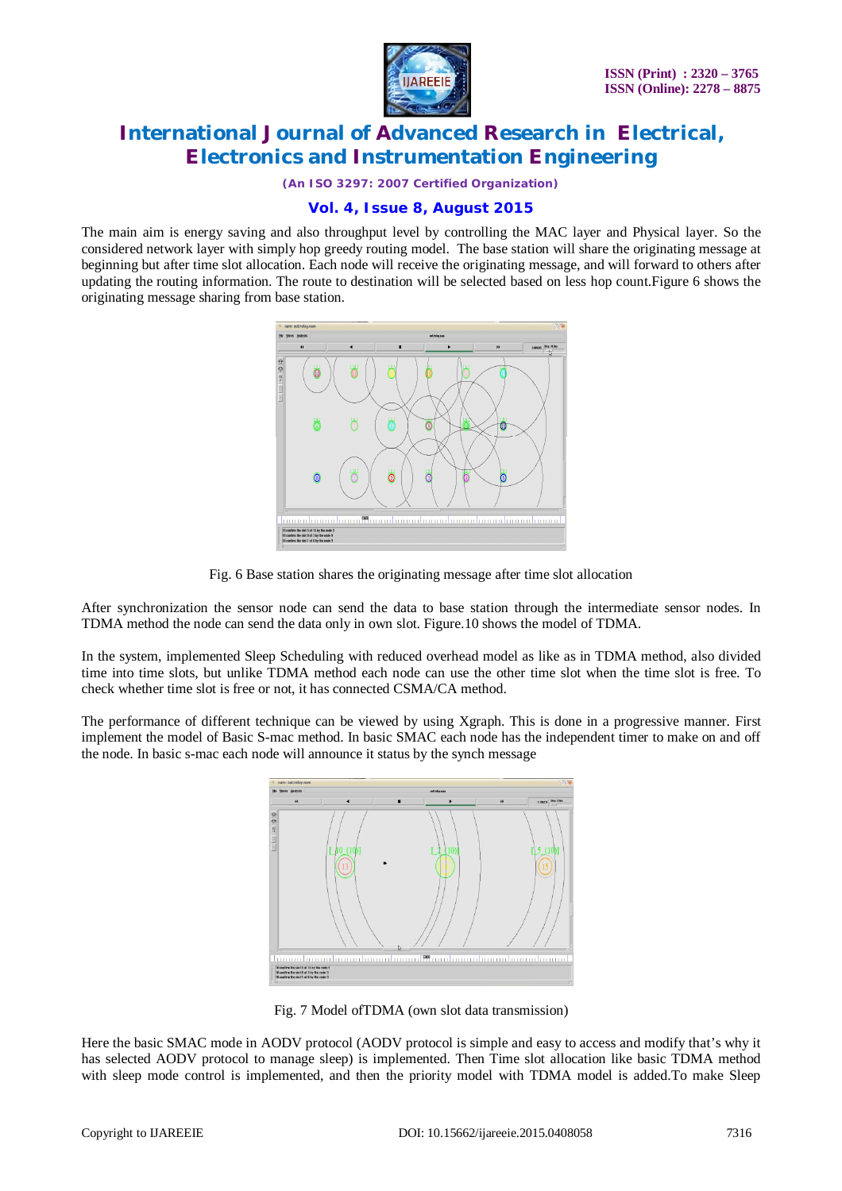The main aim is energy saving and also throughput level by controlling the MAC layer and Physical layer. So the considered network layer with simply hop greedy routing model. The base station will share the originating message at beginning but after time slot allocation. Each node will receive the originating message, and will forward to others after updating the routing information. The route to destination will be selected based on less hop count.Figure 6 shows the originating message sharing from base station.

Fig. 6 Base station shares the originating message after time slot allocation

After synchronization the sensor node can send the data to base station through the intermediate sensor nodes. In TDMA method the node can send the data only in own slot. Figure.10 shows the model of TDMA.

In the system, implemented Sleep Scheduling with reduced overhead model as like as in TDMA method, also divided time into time slots, but unlike TDMA method each node can use the other time slot when the time slot is free. To check whether time slot is free or not, it has connected CSMA/CA method.

The performance of different technique can be viewed by using Xgraph. This is done in a progressive manner. First implement the model of Basic S-mac method. In basic SMAC each node has the independent timer to make on and off the node. In basic s-mac each node will announce it status by the synch message

Fig. 7 Model ofTDMA (own slot data transmission)

Here the basic SMAC mode in AODV protocol (AODV protocol is simple and easy to access and modify that's why it has selected AODV protocol to manage sleep) is implemented. Then Time slot allocation like basic TDMA method with sleep mode control is implemented, and then the priority model with TDMA model is added.To make Sleep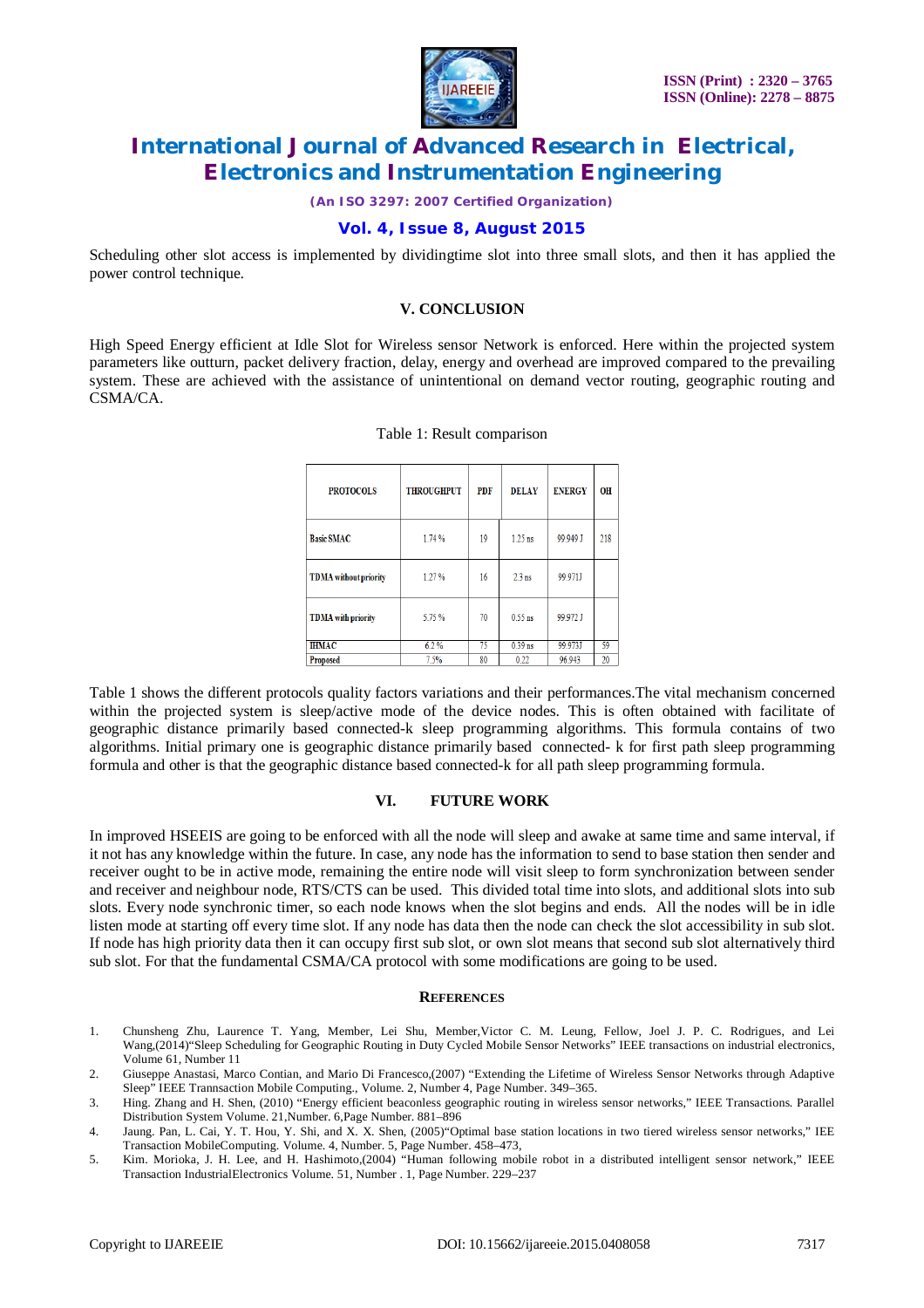Scheduling other slot access is implemented by dividingtime slot into three small slots, and then it has applied the power control technique.

## V. CONCLUSION

High Speed Energy efficient at Idle Slot for Wireless sensor Network is enforced. Here within the projected system parameters like outturn, packet delivery fraction, delay, energy and overhead are improved compared to the prevailing system. These are achieved with the assistance of unintentional on demand vector routing, geographic routing and CSMA/CA.

Table 1: Result comparison

| PROTOCOLS | THROUGHPUT | PDF | DELAY | ENERGY | OH |
|---|---|---|---|---|---|
| Basic SMAC | 1.74 % | 19 | 1.25 ns | 99.949 J | 218 |
| TDMA without priority | 1.27 % | 16 | 2.3 ns | 99.971J | |
| TDMA with priority | 5.75 % | 70 | 0.55 ns | 99.972 J | |
| IHMAC | 6.2 % | 75 | 0.39 ns | 99.973J | 59 |
| Proposed | 7.5% | 80 | 0.22 | 96.943 | 20 |

Table 1 shows the different protocols quality factors variations and their performances.The vital mechanism concerned within the projected system is sleep/active mode of the device nodes. This is often obtained with facilitate of geographic distance primarily based connected-k sleep programming algorithms. This formula contains of two algorithms. Initial primary one is geographic distance primarily based connected- k for first path sleep programming formula and other is that the geographic distance based connected-k for all path sleep programming formula.

## VI. FUTURE WORK

In improved HSEEIS are going to be enforced with all the node will sleep and awake at same time and same interval, if it not has any knowledge within the future. In case, any node has the information to send to base station then sender and receiver ought to be in active mode, remaining the entire node will visit sleep to form synchronization between sender and receiver and neighbour node, RTS/CTS can be used. This divided total time into slots, and additional slots into sub slots. Every node synchronic timer, so each node knows when the slot begins and ends. All the nodes will be in idle listen mode at starting off every time slot. If any node has data then the node can check the slot accessibility in sub slot. If node has high priority data then it can occupy first sub slot, or own slot means that second sub slot alternatively third sub slot. For that the fundamental CSMA/CA protocol with some modifications are going to be used.

## REFERENCES

1. Chunsheng Zhu, Laurence T. Yang, Member, Lei Shu, Member,Victor C. M. Leung, Fellow, Joel J. P. C. Rodrigues, and Lei Wang,(2014)"Sleep Scheduling for Geographic Routing in Duty Cycled Mobile Sensor Networks" IEEE transactions on industrial electronics, Volume 61, Number 11
2. Giuseppe Anastasi, Marco Contian, and Mario Di Francesco,(2007) "Extending the Lifetime of Wireless Sensor Networks through Adaptive Sleep" IEEE Trannsaction Mobile Computing., Volume. 2, Number 4, Page Number. 349–365.
3. Hing. Zhang and H. Shen, (2010) "Energy efficient beaconless geographic routing in wireless sensor networks," IEEE Transactions. Parallel Distribution System Volume. 21,Number. 6,Page Number. 881–896
4. Jaung. Pan, L. Cai, Y. T. Hou, Y. Shi, and X. X. Shen, (2005)"Optimal base station locations in two tiered wireless sensor networks," IEE Transaction MobileComputing. Volume. 4, Number. 5, Page Number. 458–473,
5. Kim. Morioka, J. H. Lee, and H. Hashimoto,(2004) "Human following mobile robot in a distributed intelligent sensor network," IEEE Transaction IndustrialElectronics Volume. 51, Number . 1, Page Number. 229–237